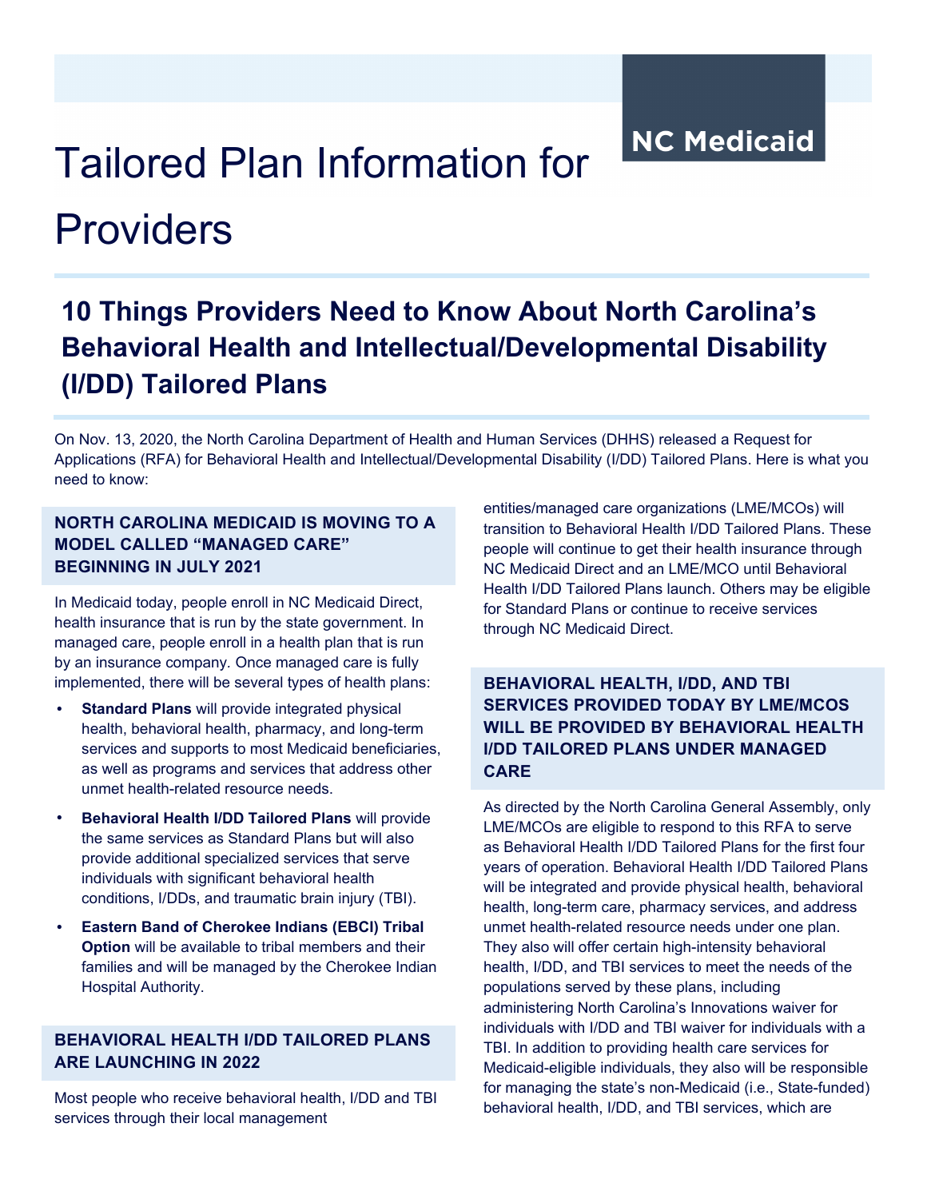# Tailored Plan Information for Providers

NC Medicaid

## 10 Things Providers Need to Know About North Carolina's Behavioral Health and Intellectual/Developmental Disability (I/DD) Tailored Plans

On Nov. 13, 2020, the North Carolina Department of Health and Human Services (DHHS) released a Request for Applications (RFA) for Behavioral Health and Intellectual/Developmental Disability (I/DD) Tailored Plans. Here is what you need to know:

### NORTH CAROLINA MEDICAID IS MOVING TO A MODEL CALLED "MANAGED CARE" BEGINNING IN JULY 2021

In Medicaid today, people enroll in NC Medicaid Direct, health insurance that is run by the state government. In managed care, people enroll in a health plan that is run by an insurance company. Once managed care is fully implemented, there will be several types of health plans:

- **Standard Plans** will provide integrated physical health, behavioral health, pharmacy, and long-term services and supports to most Medicaid beneficiaries, as well as programs and services that address other unmet health-related resource needs.
- **Behavioral Health I/DD Tailored Plans** will provide the same services as Standard Plans but will also provide additional specialized services that serve individuals with significant behavioral health conditions, I/DDs, and traumatic brain injury (TBI).
- **Eastern Band of Cherokee Indians (EBCI) Tribal Option** will be available to tribal members and their families and will be managed by the Cherokee Indian Hospital Authority.

### BEHAVIORAL HEALTH I/DD TAILORED PLANS ARE LAUNCHING IN 2022

Most people who receive behavioral health, I/DD and TBI services through their local management entities/managed care organizations (LME/MCOs) will transition to Behavioral Health I/DD Tailored Plans. These people will continue to get their health insurance through NC Medicaid Direct and an LME/MCO until Behavioral Health I/DD Tailored Plans launch. Others may be eligible for Standard Plans or continue to receive services through NC Medicaid Direct.

### BEHAVIORAL HEALTH, I/DD, AND TBI SERVICES PROVIDED TODAY BY LME/MCOS WILL BE PROVIDED BY BEHAVIORAL HEALTH I/DD TAILORED PLANS UNDER MANAGED CARE

As directed by the North Carolina General Assembly, only LME/MCOs are eligible to respond to this RFA to serve as Behavioral Health I/DD Tailored Plans for the first four years of operation. Behavioral Health I/DD Tailored Plans will be integrated and provide physical health, behavioral health, long-term care, pharmacy services, and address unmet health-related resource needs under one plan. They also will offer certain high-intensity behavioral health, I/DD, and TBI services to meet the needs of the populations served by these plans, including administering North Carolina's Innovations waiver for individuals with I/DD and TBI waiver for individuals with a TBI. In addition to providing health care services for Medicaid-eligible individuals, they also will be responsible for managing the state's non-Medicaid (i.e., State-funded) behavioral health, I/DD, and TBI services, which are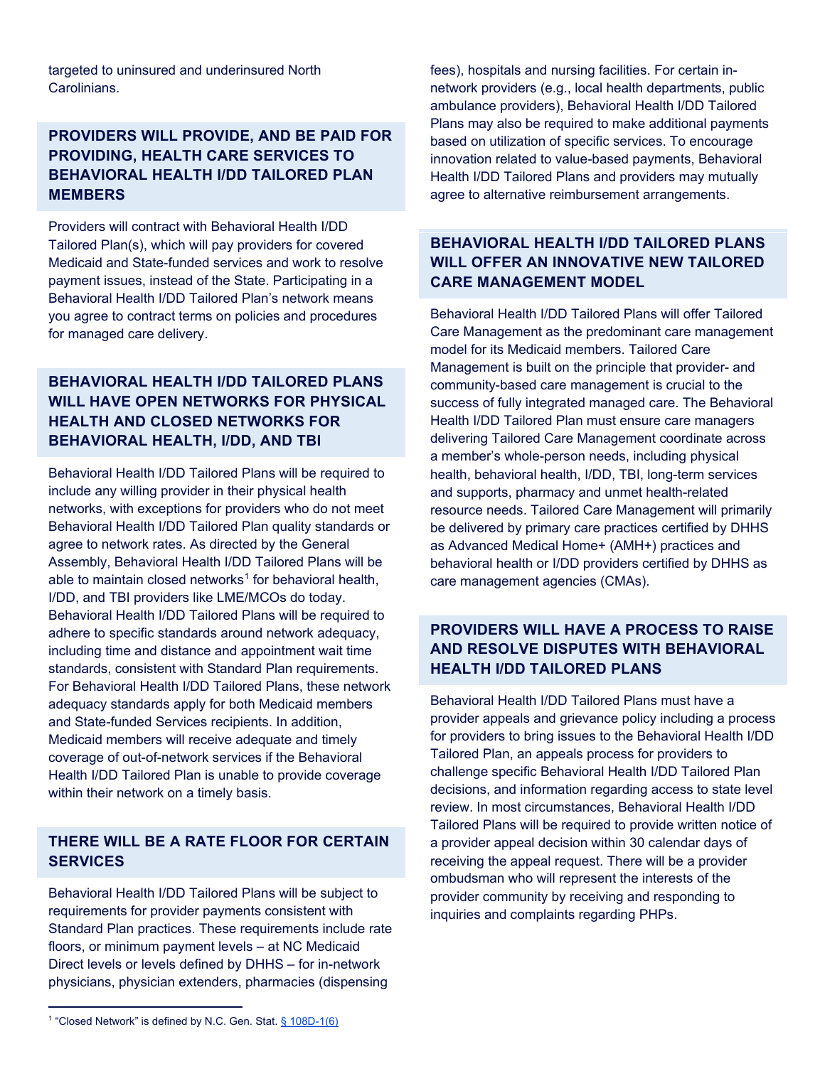targeted to uninsured and underinsured North Carolinians.

## PROVIDERS WILL PROVIDE, AND BE PAID FOR PROVIDING, HEALTH CARE SERVICES TO BEHAVIORAL HEALTH I/DD TAILORED PLAN MEMBERS

Providers will contract with Behavioral Health I/DD Tailored Plan(s), which will pay providers for covered Medicaid and State-funded services and work to resolve payment issues, instead of the State. Participating in a Behavioral Health I/DD Tailored Plan's network means you agree to contract terms on policies and procedures for managed care delivery.

## BEHAVIORAL HEALTH I/DD TAILORED PLANS WILL HAVE OPEN NETWORKS FOR PHYSICAL HEALTH AND CLOSED NETWORKS FOR BEHAVIORAL HEALTH, I/DD, AND TBI

Behavioral Health I/DD Tailored Plans will be required to include any willing provider in their physical health networks, with exceptions for providers who do not meet Behavioral Health I/DD Tailored Plan quality standards or agree to network rates. As directed by the General Assembly, Behavioral Health I/DD Tailored Plans will be able to maintain closed networks[1] for behavioral health, I/DD, and TBI providers like LME/MCOs do today. Behavioral Health I/DD Tailored Plans will be required to adhere to specific standards around network adequacy, including time and distance and appointment wait time standards, consistent with Standard Plan requirements. For Behavioral Health I/DD Tailored Plans, these network adequacy standards apply for both Medicaid members and State-funded Services recipients. In addition, Medicaid members will receive adequate and timely coverage of out-of-network services if the Behavioral Health I/DD Tailored Plan is unable to provide coverage within their network on a timely basis.

## THERE WILL BE A RATE FLOOR FOR CERTAIN SERVICES

Behavioral Health I/DD Tailored Plans will be subject to requirements for provider payments consistent with Standard Plan practices. These requirements include rate floors, or minimum payment levels – at NC Medicaid Direct levels or levels defined by DHHS – for in-network physicians, physician extenders, pharmacies (dispensing fees), hospitals and nursing facilities. For certain in-network providers (e.g., local health departments, public ambulance providers), Behavioral Health I/DD Tailored Plans may also be required to make additional payments based on utilization of specific services. To encourage innovation related to value-based payments, Behavioral Health I/DD Tailored Plans and providers may mutually agree to alternative reimbursement arrangements.

## BEHAVIORAL HEALTH I/DD TAILORED PLANS WILL OFFER AN INNOVATIVE NEW TAILORED CARE MANAGEMENT MODEL

Behavioral Health I/DD Tailored Plans will offer Tailored Care Management as the predominant care management model for its Medicaid members. Tailored Care Management is built on the principle that provider- and community-based care management is crucial to the success of fully integrated managed care. The Behavioral Health I/DD Tailored Plan must ensure care managers delivering Tailored Care Management coordinate across a member's whole-person needs, including physical health, behavioral health, I/DD, TBI, long-term services and supports, pharmacy and unmet health-related resource needs. Tailored Care Management will primarily be delivered by primary care practices certified by DHHS as Advanced Medical Home+ (AMH+) practices and behavioral health or I/DD providers certified by DHHS as care management agencies (CMAs).

## PROVIDERS WILL HAVE A PROCESS TO RAISE AND RESOLVE DISPUTES WITH BEHAVIORAL HEALTH I/DD TAILORED PLANS

Behavioral Health I/DD Tailored Plans must have a provider appeals and grievance policy including a process for providers to bring issues to the Behavioral Health I/DD Tailored Plan, an appeals process for providers to challenge specific Behavioral Health I/DD Tailored Plan decisions, and information regarding access to state level review. In most circumstances, Behavioral Health I/DD Tailored Plans will be required to provide written notice of a provider appeal decision within 30 calendar days of receiving the appeal request. There will be a provider ombudsman who will represent the interests of the provider community by receiving and responding to inquiries and complaints regarding PHPs.

---

[1] "Closed Network" is defined by N.C. Gen. Stat. § 108D-1(6)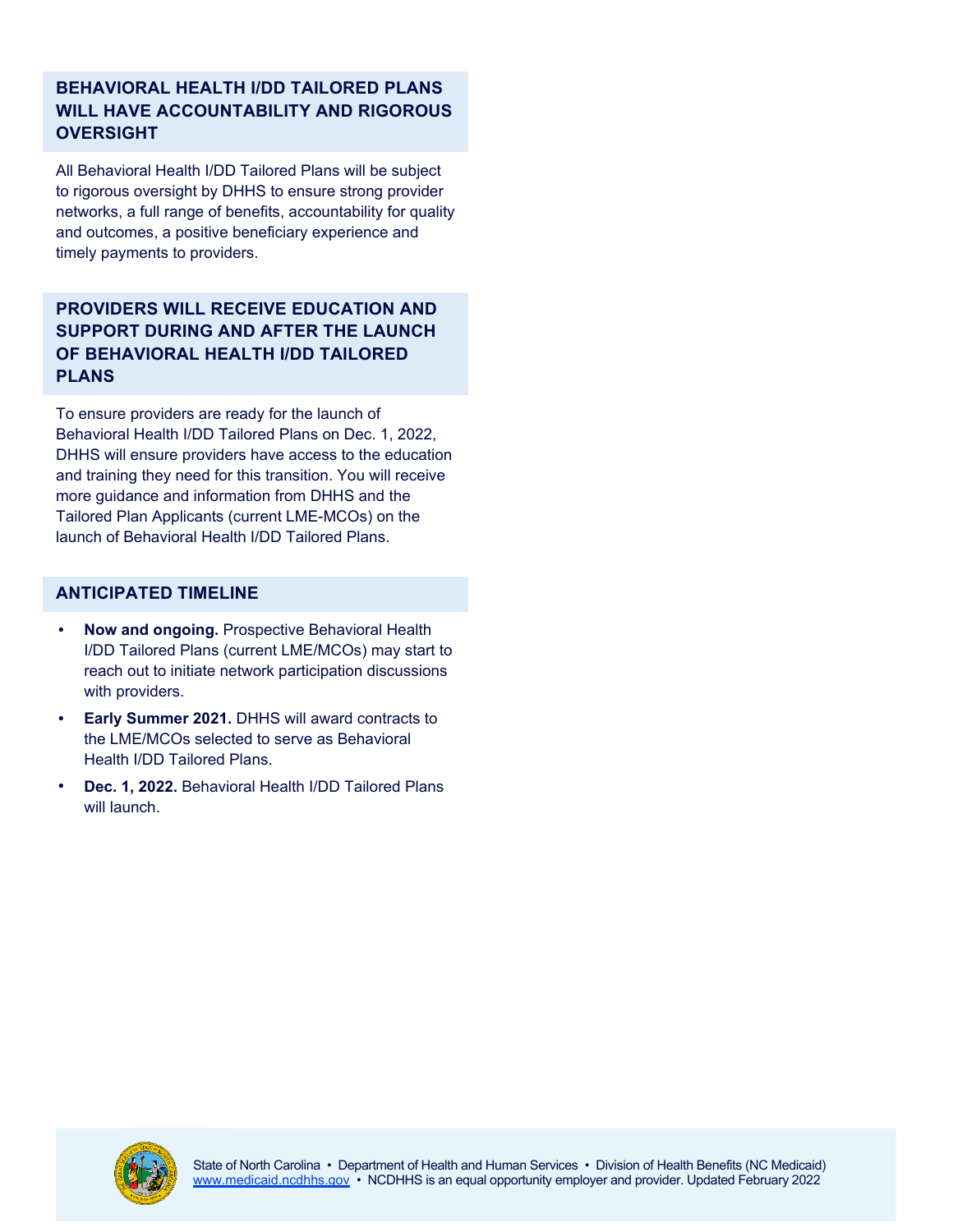## BEHAVIORAL HEALTH I/DD TAILORED PLANS WILL HAVE ACCOUNTABILITY AND RIGOROUS OVERSIGHT

All Behavioral Health I/DD Tailored Plans will be subject to rigorous oversight by DHHS to ensure strong provider networks, a full range of benefits, accountability for quality and outcomes, a positive beneficiary experience and timely payments to providers.

## PROVIDERS WILL RECEIVE EDUCATION AND SUPPORT DURING AND AFTER THE LAUNCH OF BEHAVIORAL HEALTH I/DD TAILORED PLANS

To ensure providers are ready for the launch of Behavioral Health I/DD Tailored Plans on Dec. 1, 2022, DHHS will ensure providers have access to the education and training they need for this transition. You will receive more guidance and information from DHHS and the Tailored Plan Applicants (current LME-MCOs) on the launch of Behavioral Health I/DD Tailored Plans.

## ANTICIPATED TIMELINE

- **Now and ongoing.** Prospective Behavioral Health I/DD Tailored Plans (current LME/MCOs) may start to reach out to initiate network participation discussions with providers.
- **Early Summer 2021.** DHHS will award contracts to the LME/MCOs selected to serve as Behavioral Health I/DD Tailored Plans.
- **Dec. 1, 2022.** Behavioral Health I/DD Tailored Plans will launch.